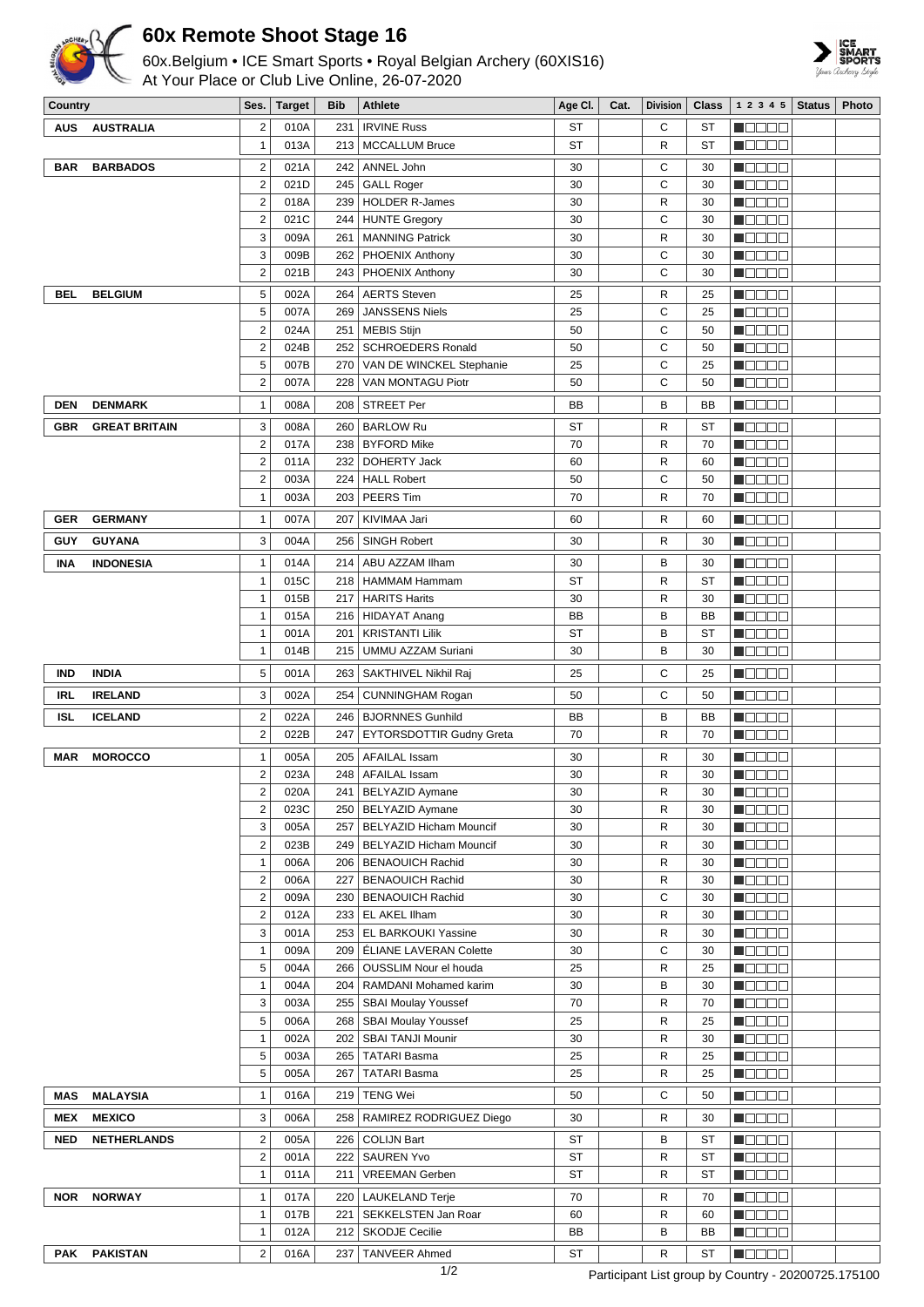# 60x Remote Shoot Stage 16

60x.Belgium • ICE Smart Sports • Royal Belgian Archery (60XIS16)
At Your Place or Club Live Online, 26-07-2020

| Country | | Ses. | Target | Bib | Athlete | Age Cl. | Cat. | Division | Class | 1 2 3 4 5 | Status | Photo |
|---|---|---|---|---|---|---|---|---|---|---|---|---|
| AUS | AUSTRALIA | 2 | 010A | 231 | IRVINE Russ | ST | | C | ST | ■□□□□ | | |
| | | 1 | 013A | 213 | MCCALLUM Bruce | ST | | R | ST | ■□□□□ | | |
| BAR | BARBADOS | 2 | 021A | 242 | ANNEL John | 30 | | C | 30 | ■□□□□ | | |
| | | 2 | 021D | 245 | GALL Roger | 30 | | C | 30 | ■□□□□ | | |
| | | 2 | 018A | 239 | HOLDER R-James | 30 | | R | 30 | ■□□□□ | | |
| | | 2 | 021C | 244 | HUNTE Gregory | 30 | | C | 30 | ■□□□□ | | |
| | | 3 | 009A | 261 | MANNING Patrick | 30 | | R | 30 | ■□□□□ | | |
| | | 3 | 009B | 262 | PHOENIX Anthony | 30 | | C | 30 | ■□□□□ | | |
| | | 2 | 021B | 243 | PHOENIX Anthony | 30 | | C | 30 | ■□□□□ | | |
| BEL | BELGIUM | 5 | 002A | 264 | AERTS Steven | 25 | | R | 25 | ■□□□□ | | |
| | | 5 | 007A | 269 | JANSSENS Niels | 25 | | C | 25 | ■□□□□ | | |
| | | 2 | 024A | 251 | MEBIS Stijn | 50 | | C | 50 | ■□□□□ | | |
| | | 2 | 024B | 252 | SCHROEDERS Ronald | 50 | | C | 50 | ■□□□□ | | |
| | | 5 | 007B | 270 | VAN DE WINCKEL Stephanie | 25 | | C | 25 | ■□□□□ | | |
| | | 2 | 007A | 228 | VAN MONTAGU Piotr | 50 | | C | 50 | ■□□□□ | | |
| DEN | DENMARK | 1 | 008A | 208 | STREET Per | BB | | B | BB | ■□□□□ | | |
| GBR | GREAT BRITAIN | 3 | 008A | 260 | BARLOW Ru | ST | | R | ST | ■□□□□ | | |
| | | 2 | 017A | 238 | BYFORD Mike | 70 | | R | 70 | ■□□□□ | | |
| | | 2 | 011A | 232 | DOHERTY Jack | 60 | | R | 60 | ■□□□□ | | |
| | | 2 | 003A | 224 | HALL Robert | 50 | | C | 50 | ■□□□□ | | |
| | | 1 | 003A | 203 | PEERS Tim | 70 | | R | 70 | ■□□□□ | | |
| GER | GERMANY | 1 | 007A | 207 | KIVIMAA Jari | 60 | | R | 60 | ■□□□□ | | |
| GUY | GUYANA | 3 | 004A | 256 | SINGH Robert | 30 | | R | 30 | ■□□□□ | | |
| INA | INDONESIA | 1 | 014A | 214 | ABU AZZAM Ilham | 30 | | B | 30 | ■□□□□ | | |
| | | 1 | 015C | 218 | HAMMAM Hammam | ST | | R | ST | ■□□□□ | | |
| | | 1 | 015B | 217 | HARITS Harits | 30 | | R | 30 | ■□□□□ | | |
| | | 1 | 015A | 216 | HIDAYAT Anang | BB | | B | BB | ■□□□□ | | |
| | | 1 | 001A | 201 | KRISTANTI Lilik | ST | | B | ST | ■□□□□ | | |
| | | 1 | 014B | 215 | UMMU AZZAM Suriani | 30 | | B | 30 | ■□□□□ | | |
| IND | INDIA | 5 | 001A | 263 | SAKTHIVEL Nikhil Raj | 25 | | C | 25 | ■□□□□ | | |
| IRL | IRELAND | 3 | 002A | 254 | CUNNINGHAM Rogan | 50 | | C | 50 | ■□□□□ | | |
| ISL | ICELAND | 2 | 022A | 246 | BJORNNES Gunhild | BB | | B | BB | ■□□□□ | | |
| | | 2 | 022B | 247 | EYTORSDOTTIR Gudny Greta | 70 | | R | 70 | ■□□□□ | | |
| MAR | MOROCCO | 1 | 005A | 205 | AFAILAL Issam | 30 | | R | 30 | ■□□□□ | | |
| | | 2 | 023A | 248 | AFAILAL Issam | 30 | | R | 30 | ■□□□□ | | |
| | | 2 | 020A | 241 | BELYAZID Aymane | 30 | | R | 30 | ■□□□□ | | |
| | | 2 | 023C | 250 | BELYAZID Aymane | 30 | | R | 30 | ■□□□□ | | |
| | | 3 | 005A | 257 | BELYAZID Hicham Mouncif | 30 | | R | 30 | ■□□□□ | | |
| | | 2 | 023B | 249 | BELYAZID Hicham Mouncif | 30 | | R | 30 | ■□□□□ | | |
| | | 1 | 006A | 206 | BENAOUICH Rachid | 30 | | R | 30 | ■□□□□ | | |
| | | 2 | 006A | 227 | BENAOUICH Rachid | 30 | | R | 30 | ■□□□□ | | |
| | | 2 | 009A | 230 | BENAOUICH Rachid | 30 | | C | 30 | ■□□□□ | | |
| | | 2 | 012A | 233 | EL AKEL Ilham | 30 | | R | 30 | ■□□□□ | | |
| | | 3 | 001A | 253 | EL BARKOUKI Yassine | 30 | | R | 30 | ■□□□□ | | |
| | | 1 | 009A | 209 | ÉLIANE LAVERAN Colette | 30 | | C | 30 | ■□□□□ | | |
| | | 5 | 004A | 266 | OUSSLIM Nour el houda | 25 | | R | 25 | ■□□□□ | | |
| | | 1 | 004A | 204 | RAMDANI Mohamed karim | 30 | | B | 30 | ■□□□□ | | |
| | | 3 | 003A | 255 | SBAI Moulay Youssef | 70 | | R | 70 | ■□□□□ | | |
| | | 5 | 006A | 268 | SBAI Moulay Youssef | 25 | | R | 25 | ■□□□□ | | |
| | | 1 | 002A | 202 | SBAI TANJI Mounir | 30 | | R | 30 | ■□□□□ | | |
| | | 5 | 003A | 265 | TATARI Basma | 25 | | R | 25 | ■□□□□ | | |
| | | 5 | 005A | 267 | TATARI Basma | 25 | | R | 25 | ■□□□□ | | |
| MAS | MALAYSIA | 1 | 016A | 219 | TENG Wei | 50 | | C | 50 | ■□□□□ | | |
| MEX | MEXICO | 3 | 006A | 258 | RAMIREZ RODRIGUEZ Diego | 30 | | R | 30 | ■□□□□ | | |
| NED | NETHERLANDS | 2 | 005A | 226 | COLIJN Bart | ST | | B | ST | ■□□□□ | | |
| | | 2 | 001A | 222 | SAUREN Yvo | ST | | R | ST | ■□□□□ | | |
| | | 1 | 011A | 211 | VREEMAN Gerben | ST | | R | ST | ■□□□□ | | |
| NOR | NORWAY | 1 | 017A | 220 | LAUKELAND Terje | 70 | | R | 70 | ■□□□□ | | |
| | | 1 | 017B | 221 | SEKKELSTEN Jan Roar | 60 | | R | 60 | ■□□□□ | | |
| | | 1 | 012A | 212 | SKODJE Cecilie | BB | | B | BB | ■□□□□ | | |
| PAK | PAKISTAN | 2 | 016A | 237 | TANVEER Ahmed | ST | | R | ST | ■□□□□ | | |

Participant List group by Country - 20200725.175100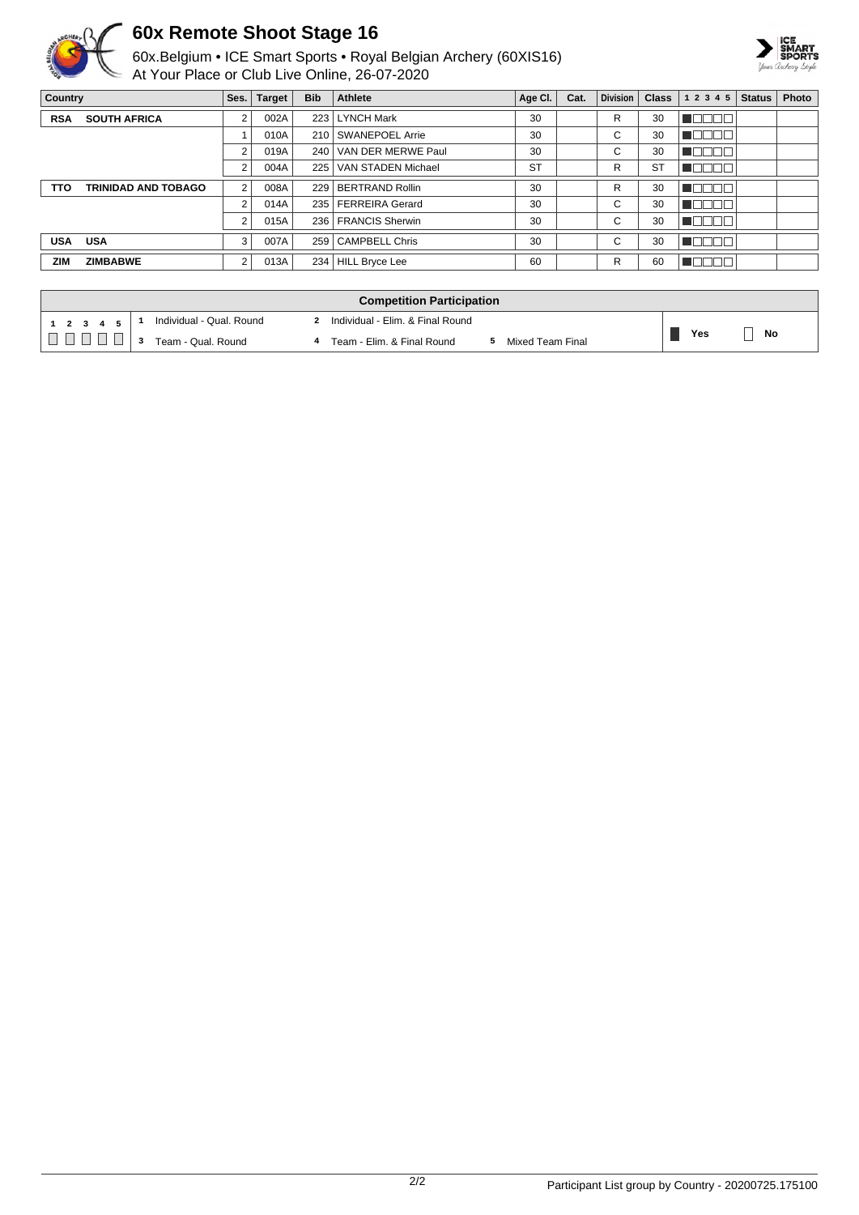# 60x Remote Shoot Stage 16

60x.Belgium • ICE Smart Sports • Royal Belgian Archery (60XIS16)
At Your Place or Club Live Online, 26-07-2020

| Country | | Ses. | Target | Bib | Athlete | Age Cl. | Cat. | Division | Class | 1 2 3 4 5 | Status | Photo |
|---|---|---|---|---|---|---|---|---|---|---|---|---|
| RSA | SOUTH AFRICA | 2 | 002A | 223 | LYNCH Mark | 30 | | R | 30 | ■□□□□ | | |
| | | 1 | 010A | 210 | SWANEPOEL Arrie | 30 | | C | 30 | ■□□□□ | | |
| | | 2 | 019A | 240 | VAN DER MERWE Paul | 30 | | C | 30 | ■□□□□ | | |
| | | 2 | 004A | 225 | VAN STADEN Michael | ST | | R | ST | ■□□□□ | | |
| TTO | TRINIDAD AND TOBAGO | 2 | 008A | 229 | BERTRAND Rollin | 30 | | R | 30 | ■□□□□ | | |
| | | 2 | 014A | 235 | FERREIRA Gerard | 30 | | C | 30 | ■□□□□ | | |
| | | 2 | 015A | 236 | FRANCIS Sherwin | 30 | | C | 30 | ■□□□□ | | |
| USA | USA | 3 | 007A | 259 | CAMPBELL Chris | 30 | | C | 30 | ■□□□□ | | |
| ZIM | ZIMBABWE | 2 | 013A | 234 | HILL Bryce Lee | 60 | | R | 60 | ■□□□□ | | |

| Competition Participation | | | | |
|---|---|---|---|---|
| 1 2 3 4 5 | 1 Individual - Qual. Round | 2 Individual - Elim. & Final Round | | ■ Yes |
| □ □ □ □ □ | 3 Team - Qual. Round | 4 Team - Elim. & Final Round | 5 Mixed Team Final | □ No |

Participant List group by Country - 20200725.175100